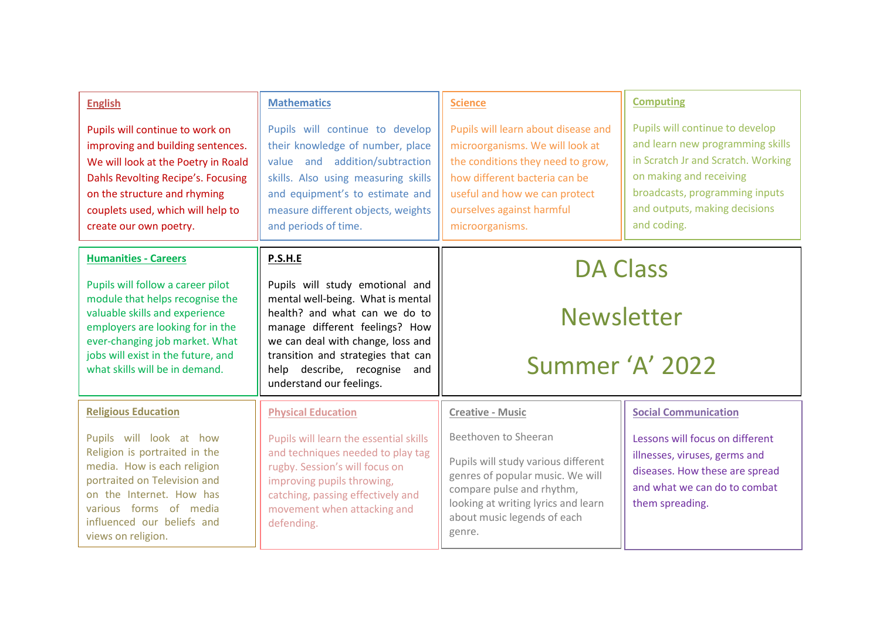# DA Class Newsletter

# Summer 'A' 2022

## English

Pupils will continue to work on improving and building sentences. We will look at the Poetry in Roald Dahls Revolting Recipe's. Focusing on the structure and rhyming couplets used, which will help to create our own poetry.

## Mathematics

Pupils will continue to develop their knowledge of number, place value and addition/subtraction skills. Also using measuring skills and equipment's to estimate and measure different objects, weights and periods of time.

## Science

Pupils will learn about disease and microorganisms. We will look at the conditions they need to grow, how different bacteria can be useful and how we can protect ourselves against harmful microorganisms.

## Computing

Pupils will continue to develop and learn new programming skills in Scratch Jr and Scratch. Working on making and receiving broadcasts, programming inputs and outputs, making decisions and coding.

## Humanities - Careers

Pupils will follow a career pilot module that helps recognise the valuable skills and experience employers are looking for in the ever-changing job market. What jobs will exist in the future, and what skills will be in demand.

## P.S.H.E

Pupils will study emotional and mental well-being. What is mental health? and what can we do to manage different feelings? How we can deal with change, loss and transition and strategies that can help describe, recognise and understand our feelings.

## Religious Education

Pupils will look at how Religion is portraited in the media. How is each religion portraited on Television and on the Internet. How has various forms of media influenced our beliefs and views on religion.

## Physical Education

Pupils will learn the essential skills and techniques needed to play tag rugby. Session's will focus on improving pupils throwing, catching, passing effectively and movement when attacking and defending.

## Creative - Music

Beethoven to Sheeran

Pupils will study various different genres of popular music. We will compare pulse and rhythm, looking at writing lyrics and learn about music legends of each genre.

## Social Communication

Lessons will focus on different illnesses, viruses, germs and diseases. How these are spread and what we can do to combat them spreading.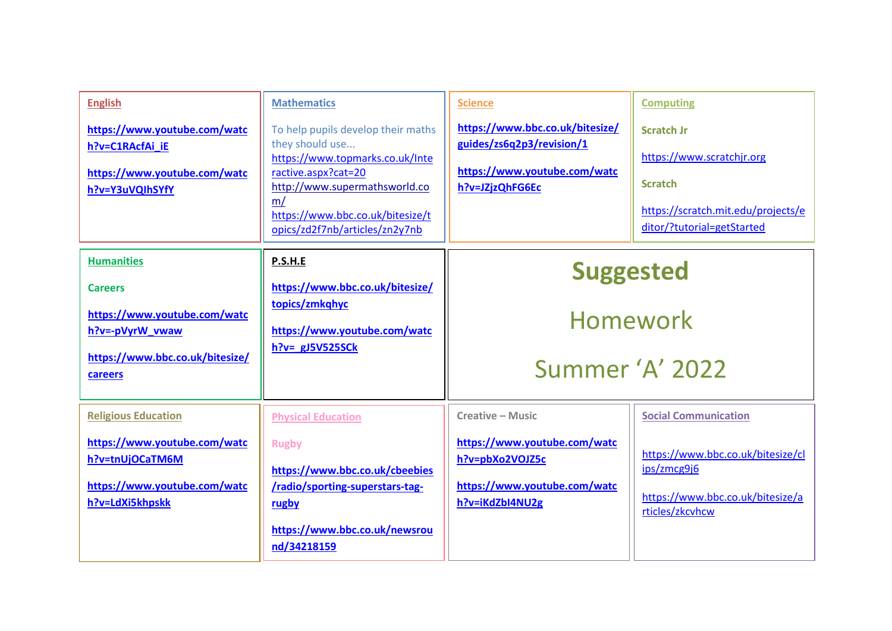# Suggested Homework Summer 'A' 2022

## English

https://www.youtube.com/watch?v=C1RAcfAi_iE

https://www.youtube.com/watch?v=Y3uVQIhSYfY

## Mathematics

To help pupils develop their maths they should use...
https://www.topmarks.co.uk/Interactive.aspx?cat=20
http://www.supermathsworld.com/
https://www.bbc.co.uk/bitesize/topics/zd2f7nb/articles/zn2y7nb

## Science

https://www.bbc.co.uk/bitesize/guides/zs6q2p3/revision/1

https://www.youtube.com/watch?v=JZjzQhFG6Ec

## Computing

**Scratch Jr**

https://www.scratchjr.org

**Scratch**

https://scratch.mit.edu/projects/editor/?tutorial=getStarted

## Humanities

**Careers**

https://www.youtube.com/watch?v=-pVyrW_vwaw

https://www.bbc.co.uk/bitesize/careers

## P.S.H.E

https://www.bbc.co.uk/bitesize/topics/zmkqhyc

https://www.youtube.com/watch?v=_gJ5V525SCk

## Religious Education

https://www.youtube.com/watch?v=tnUjOCaTM6M

https://www.youtube.com/watch?v=LdXi5khpskk

## Physical Education

**Rugby**

https://www.bbc.co.uk/cbeebies/radio/sporting-superstars-tag-rugby

https://www.bbc.co.uk/newsround/34218159

## Creative – Music

https://www.youtube.com/watch?v=pbXo2VOJZ5c

https://www.youtube.com/watch?v=iKdZbI4NU2g

## Social Communication

https://www.bbc.co.uk/bitesize/clips/zmcg9j6

https://www.bbc.co.uk/bitesize/articles/zkcvhcw